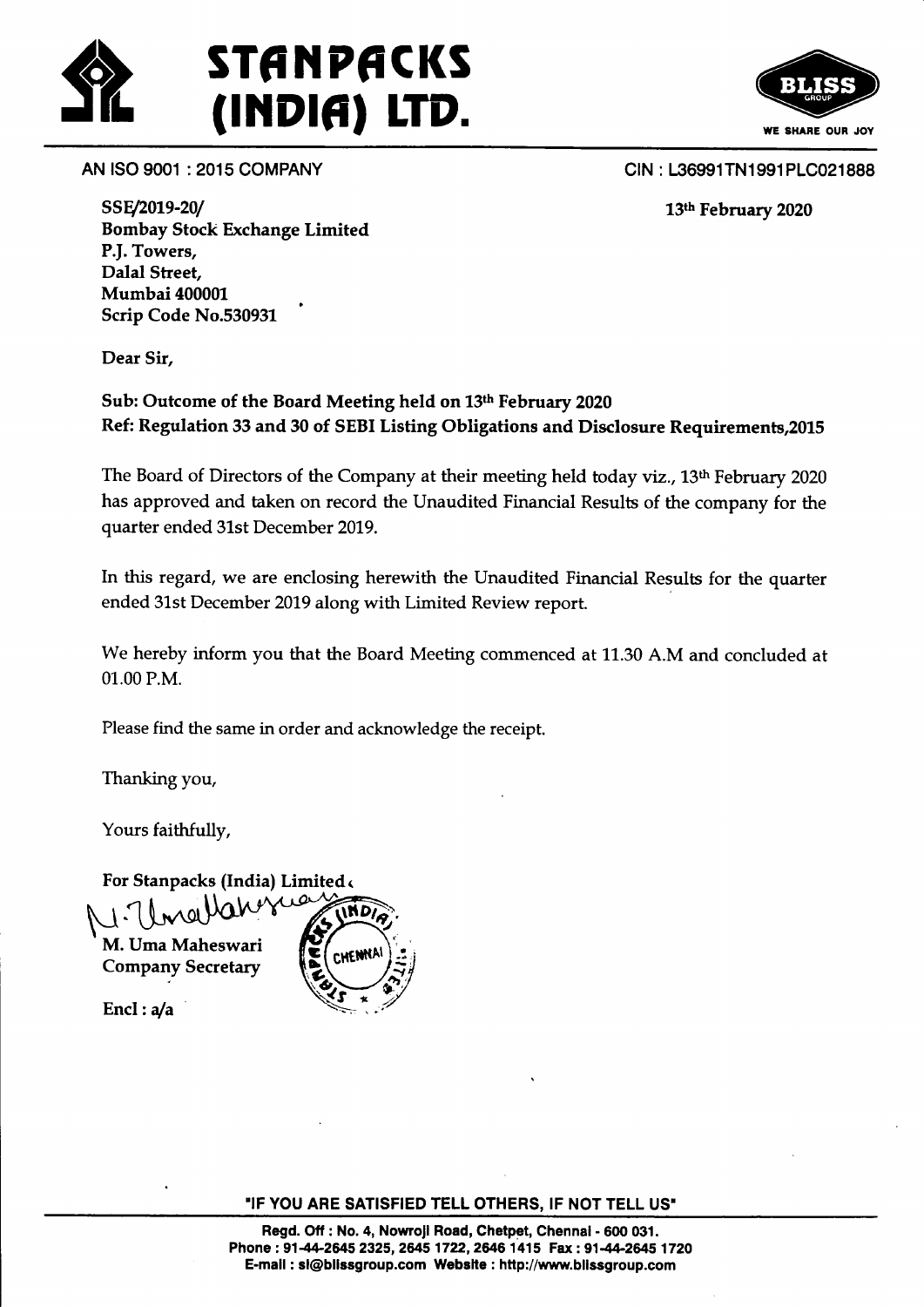# STANPACKS (INDIA) LTD.

AN ISO 9001 : 2015 COMPANY

CIN : L36991TN1991PLC021888

SSE/2019-20/
Bombay Stock Exchange Limited
P.J. Towers,
Dalal Street,
Mumbai 400001
Scrip Code No.530931

13th February 2020

Dear Sir,

**Sub: Outcome of the Board Meeting held on 13th February 2020**
**Ref: Regulation 33 and 30 of SEBI Listing Obligations and Disclosure Requirements,2015**

The Board of Directors of the Company at their meeting held today viz., 13th February 2020 has approved and taken on record the Unaudited Financial Results of the company for the quarter ended 31st December 2019.

In this regard, we are enclosing herewith the Unaudited Financial Results for the quarter ended 31st December 2019 along with Limited Review report.

We hereby inform you that the Board Meeting commenced at 11.30 A.M and concluded at 01.00 P.M.

Please find the same in order and acknowledge the receipt.

Thanking you,

Yours faithfully,

For Stanpacks (India) Limited

M. Uma Maheswari
Company Secretary

Encl : a/a

"IF YOU ARE SATISFIED TELL OTHERS, IF NOT TELL US"

Regd. Off : No. 4, Nowroji Road, Chetpet, Chennai - 600 031.
Phone : 91-44-2645 2325, 2645 1722, 2646 1415 Fax : 91-44-2645 1720
E-mail : sl@blissgroup.com Website : http://www.blissgroup.com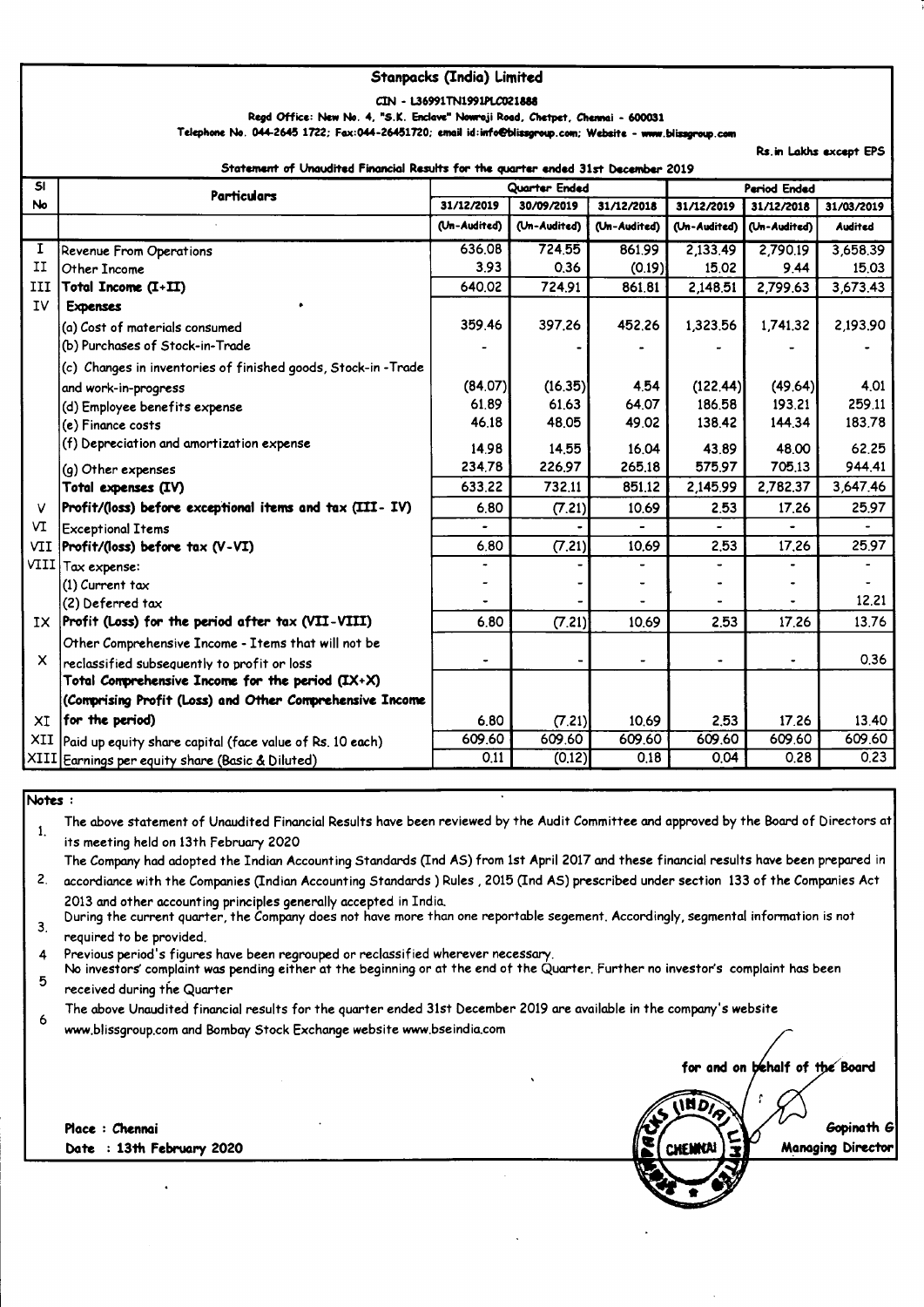# Stanpacks (India) Limited

CIN - L36991TN1991PLC021888

Regd Office: New No. 4, "S.K. Enclave" Nowroji Road, Chetpet, Chennai - 600031

Telephone No. 044-2645 1722; Fax:044-26451720; email id:info@blissgroup.com; Website - www.blissgroup.com

Rs.in Lakhs except EPS

## Statement of Unaudited Financial Results for the quarter ended 31st December 2019

| Sl No | Particulars | Quarter Ended | | | Period Ended | | |
|---|---|---|---|---|---|---|---|
| | | 31/12/2019 | 30/09/2019 | 31/12/2018 | 31/12/2019 | 31/12/2018 | 31/03/2019 |
| | | (Un-Audited) | (Un-Audited) | (Un-Audited) | (Un-Audited) | (Un-Audited) | Audited |
| I | Revenue From Operations | 636.08 | 724.55 | 861.99 | 2,133.49 | 2,790.19 | 3,658.39 |
| II | Other Income | 3.93 | 0.36 | (0.19) | 15.02 | 9.44 | 15.03 |
| III | **Total Income (I+II)** | 640.02 | 724.91 | 861.81 | 2,148.51 | 2,799.63 | 3,673.43 |
| IV | **Expenses** | | | | | | |
| | (a) Cost of materials consumed | 359.46 | 397.26 | 452.26 | 1,323.56 | 1,741.32 | 2,193.90 |
| | (b) Purchases of Stock-in-Trade | - | - | - | - | - | - |
| | (c) Changes in inventories of finished goods, Stock-in -Trade and work-in-progress | (84.07) | (16.35) | 4.54 | (122.44) | (49.64) | 4.01 |
| | (d) Employee benefits expense | 61.89 | 61.63 | 64.07 | 186.58 | 193.21 | 259.11 |
| | (e) Finance costs | 46.18 | 48.05 | 49.02 | 138.42 | 144.34 | 183.78 |
| | (f) Depreciation and amortization expense | 14.98 | 14.55 | 16.04 | 43.89 | 48.00 | 62.25 |
| | (g) Other expenses | 234.78 | 226.97 | 265.18 | 575.97 | 705.13 | 944.41 |
| | **Total expenses (IV)** | 633.22 | 732.11 | 851.12 | 2,145.99 | 2,782.37 | 3,647.46 |
| V | **Profit/(loss) before exceptional items and tax (III- IV)** | 6.80 | (7.21) | 10.69 | 2.53 | 17.26 | 25.97 |
| VI | Exceptional Items | - | - | - | - | - | - |
| VII | **Profit/(loss) before tax (V-VI)** | 6.80 | (7.21) | 10.69 | 2.53 | 17.26 | 25.97 |
| VIII | Tax expense: | - | - | - | - | - | - |
| | (1) Current tax | - | - | - | - | - | - |
| | (2) Deferred tax | - | - | - | - | - | 12.21 |
| IX | **Profit (Loss) for the period after tax (VII-VIII)** | 6.80 | (7.21) | 10.69 | 2.53 | 17.26 | 13.76 |
| X | Other Comprehensive Income - Items that will not be reclassified subsequently to profit or loss | - | - | - | - | - | 0.36 |
| XI | **Total Comprehensive Income for the period (IX+X) (Comprising Profit (Loss) and Other Comprehensive Income for the period)** | 6.80 | (7.21) | 10.69 | 2.53 | 17.26 | 13.40 |
| XII | Paid up equity share capital (face value of Rs. 10 each) | 609.60 | 609.60 | 609.60 | 609.60 | 609.60 | 609.60 |
| XIII | Earnings per equity share (Basic & Diluted) | 0.11 | (0.12) | 0.18 | 0.04 | 0.28 | 0.23 |

**Notes :**

1. The above statement of Unaudited Financial Results have been reviewed by the Audit Committee and approved by the Board of Directors at its meeting held on 13th February 2020
2. The Company had adopted the Indian Accounting Standards (Ind AS) from 1st April 2017 and these financial results have been prepared in accordiance with the Companies (Indian Accounting Standards ) Rules , 2015 (Ind AS) prescribed under section 133 of the Companies Act 2013 and other accounting principles generally accepted in India.
3. During the current quarter, the Company does not have more than one reportable segement. Accordingly, segmental information is not required to be provided.
4. Previous period's figures have been regrouped or reclassified wherever necessary.
5. No investors' complaint was pending either at the beginning or at the end of the Quarter. Further no investor's complaint has been received during the Quarter
6. The above Unaudited financial results for the quarter ended 31st December 2019 are available in the company's website www.blissgroup.com and Bombay Stock Exchange website www.bseindia.com

for and on behalf of the Board

Place : Chennai

Date : 13th February 2020

Gopinath G

Managing Director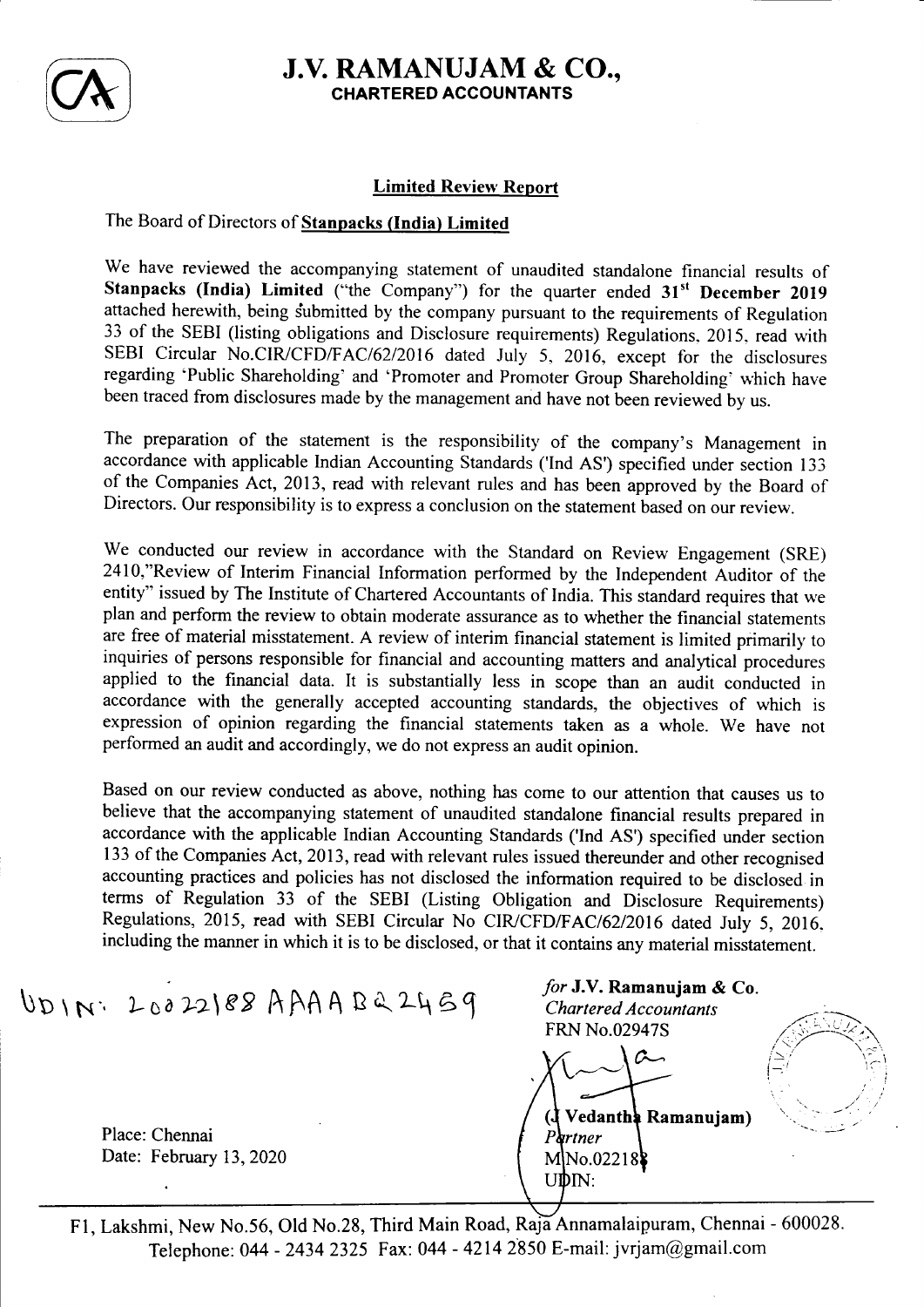# J.V. RAMANUJAM & CO.,

**CHARTERED ACCOUNTANTS**

## Limited Review Report

The Board of Directors of **Stanpacks (India) Limited**

We have reviewed the accompanying statement of unaudited standalone financial results of **Stanpacks (India) Limited** ("the Company") for the quarter ended **31st December 2019** attached herewith, being submitted by the company pursuant to the requirements of Regulation 33 of the SEBI (listing obligations and Disclosure requirements) Regulations, 2015, read with SEBI Circular No.CIR/CFD/FAC/62/2016 dated July 5, 2016, except for the disclosures regarding 'Public Shareholding' and 'Promoter and Promoter Group Shareholding' which have been traced from disclosures made by the management and have not been reviewed by us.

The preparation of the statement is the responsibility of the company's Management in accordance with applicable Indian Accounting Standards ('Ind AS') specified under section 133 of the Companies Act, 2013, read with relevant rules and has been approved by the Board of Directors. Our responsibility is to express a conclusion on the statement based on our review.

We conducted our review in accordance with the Standard on Review Engagement (SRE) 2410,"Review of Interim Financial Information performed by the Independent Auditor of the entity" issued by The Institute of Chartered Accountants of India. This standard requires that we plan and perform the review to obtain moderate assurance as to whether the financial statements are free of material misstatement. A review of interim financial statement is limited primarily to inquiries of persons responsible for financial and accounting matters and analytical procedures applied to the financial data. It is substantially less in scope than an audit conducted in accordance with the generally accepted accounting standards, the objectives of which is expression of opinion regarding the financial statements taken as a whole. We have not performed an audit and accordingly, we do not express an audit opinion.

Based on our review conducted as above, nothing has come to our attention that causes us to believe that the accompanying statement of unaudited standalone financial results prepared in accordance with the applicable Indian Accounting Standards ('Ind AS') specified under section 133 of the Companies Act, 2013, read with relevant rules issued thereunder and other recognised accounting practices and policies has not disclosed the information required to be disclosed in terms of Regulation 33 of the SEBI (Listing Obligation and Disclosure Requirements) Regulations, 2015, read with SEBI Circular No CIR/CFD/FAC/62/2016 dated July 5, 2016, including the manner in which it is to be disclosed, or that it contains any material misstatement.

UDIN: 20022188AAAABQ2459

*for* **J.V. Ramanujam & Co.**
*Chartered Accountants*
FRN No.02947S

**(J Vedantha Ramanujam)**
*Partner*
M No.022188
UDIN:

Place: Chennai
Date: February 13, 2020

F1, Lakshmi, New No.56, Old No.28, Third Main Road, Raja Annamalaipuram, Chennai - 600028.
Telephone: 044 - 2434 2325 Fax: 044 - 4214 2850 E-mail: jvrjam@gmail.com